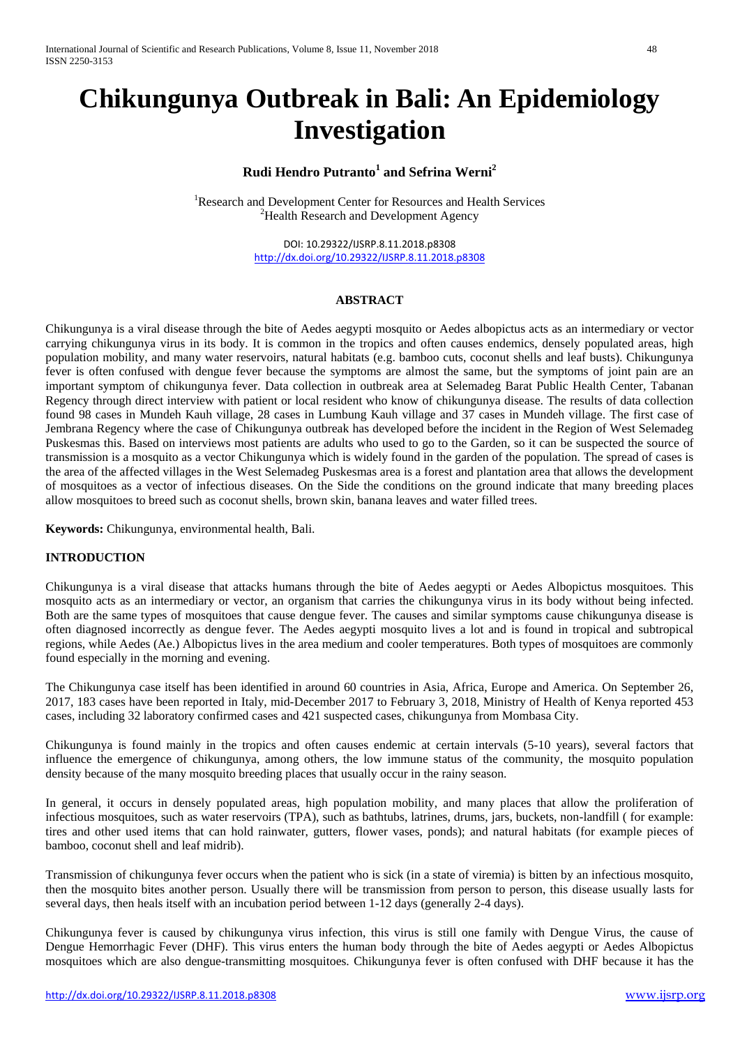# Chikungunya Outbreak in Bali: An Epidemiology Investigation

**Rudi Hendro Putranto[1] and Sefrina Werni[2]**

[1]Research and Development Center for Resources and Health Services
[2]Health Research and Development Agency

DOI: 10.29322/IJSRP.8.11.2018.p8308
http://dx.doi.org/10.29322/IJSRP.8.11.2018.p8308

## ABSTRACT

Chikungunya is a viral disease through the bite of Aedes aegypti mosquito or Aedes albopictus acts as an intermediary or vector carrying chikungunya virus in its body. It is common in the tropics and often causes endemics, densely populated areas, high population mobility, and many water reservoirs, natural habitats (e.g. bamboo cuts, coconut shells and leaf busts). Chikungunya fever is often confused with dengue fever because the symptoms are almost the same, but the symptoms of joint pain are an important symptom of chikungunya fever. Data collection in outbreak area at Selemadeg Barat Public Health Center, Tabanan Regency through direct interview with patient or local resident who know of chikungunya disease. The results of data collection found 98 cases in Mundeh Kauh village, 28 cases in Lumbung Kauh village and 37 cases in Mundeh village. The first case of Jembrana Regency where the case of Chikungunya outbreak has developed before the incident in the Region of West Selemadeg Puskesmas this. Based on interviews most patients are adults who used to go to the Garden, so it can be suspected the source of transmission is a mosquito as a vector Chikungunya which is widely found in the garden of the population. The spread of cases is the area of the affected villages in the West Selemadeg Puskesmas area is a forest and plantation area that allows the development of mosquitoes as a vector of infectious diseases. On the Side the conditions on the ground indicate that many breeding places allow mosquitoes to breed such as coconut shells, brown skin, banana leaves and water filled trees.

**Keywords:** Chikungunya, environmental health, Bali.

## INTRODUCTION

Chikungunya is a viral disease that attacks humans through the bite of Aedes aegypti or Aedes Albopictus mosquitoes. This mosquito acts as an intermediary or vector, an organism that carries the chikungunya virus in its body without being infected. Both are the same types of mosquitoes that cause dengue fever. The causes and similar symptoms cause chikungunya disease is often diagnosed incorrectly as dengue fever. The Aedes aegypti mosquito lives a lot and is found in tropical and subtropical regions, while Aedes (Ae.) Albopictus lives in the area medium and cooler temperatures. Both types of mosquitoes are commonly found especially in the morning and evening.

The Chikungunya case itself has been identified in around 60 countries in Asia, Africa, Europe and America. On September 26, 2017, 183 cases have been reported in Italy, mid-December 2017 to February 3, 2018, Ministry of Health of Kenya reported 453 cases, including 32 laboratory confirmed cases and 421 suspected cases, chikungunya from Mombasa City.

Chikungunya is found mainly in the tropics and often causes endemic at certain intervals (5-10 years), several factors that influence the emergence of chikungunya, among others, the low immune status of the community, the mosquito population density because of the many mosquito breeding places that usually occur in the rainy season.

In general, it occurs in densely populated areas, high population mobility, and many places that allow the proliferation of infectious mosquitoes, such as water reservoirs (TPA), such as bathtubs, latrines, drums, jars, buckets, non-landfill ( for example: tires and other used items that can hold rainwater, gutters, flower vases, ponds); and natural habitats (for example pieces of bamboo, coconut shell and leaf midrib).

Transmission of chikungunya fever occurs when the patient who is sick (in a state of viremia) is bitten by an infectious mosquito, then the mosquito bites another person. Usually there will be transmission from person to person, this disease usually lasts for several days, then heals itself with an incubation period between 1-12 days (generally 2-4 days).

Chikungunya fever is caused by chikungunya virus infection, this virus is still one family with Dengue Virus, the cause of Dengue Hemorrhagic Fever (DHF). This virus enters the human body through the bite of Aedes aegypti or Aedes Albopictus mosquitoes which are also dengue-transmitting mosquitoes. Chikungunya fever is often confused with DHF because it has the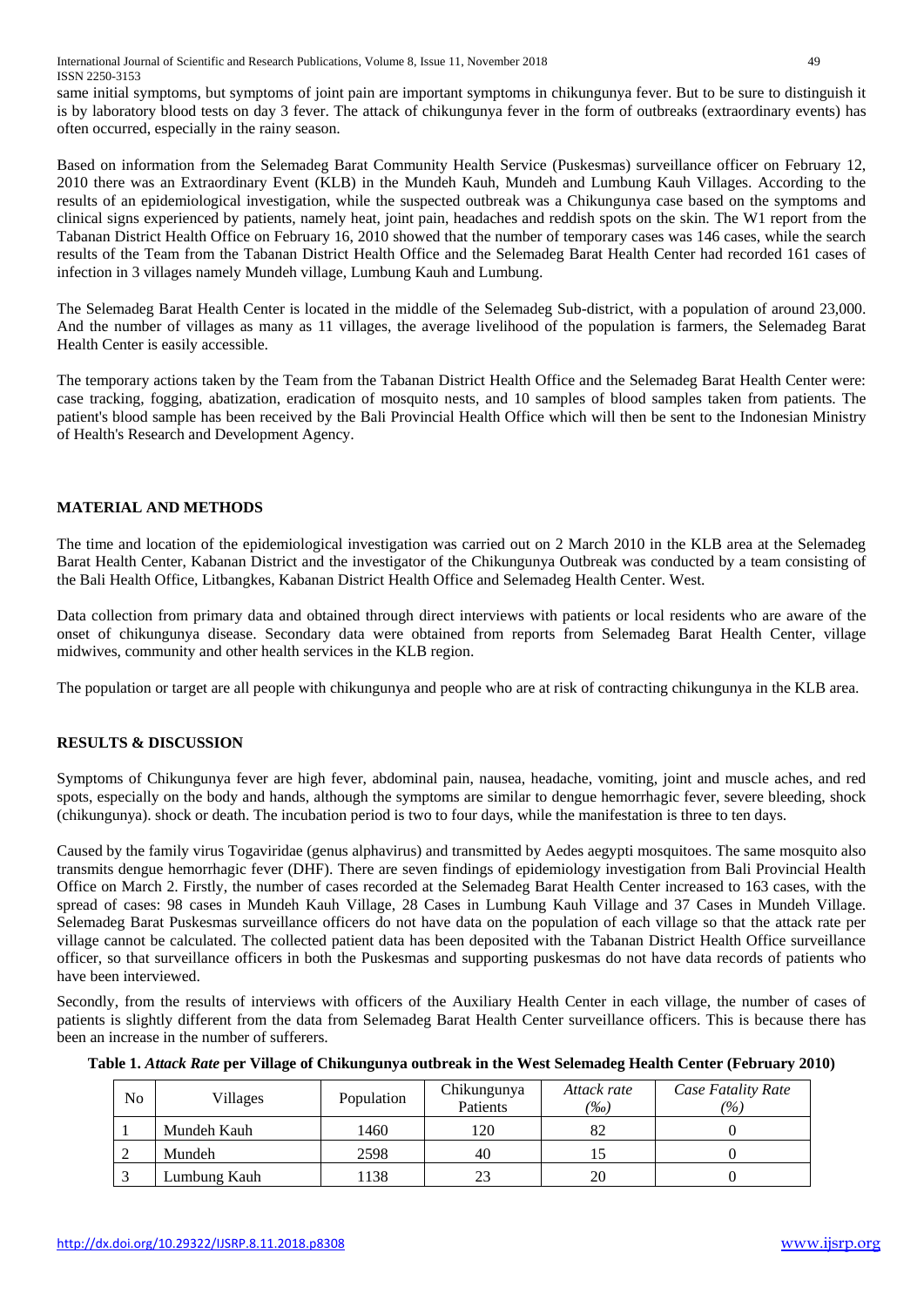same initial symptoms, but symptoms of joint pain are important symptoms in chikungunya fever. But to be sure to distinguish it is by laboratory blood tests on day 3 fever. The attack of chikungunya fever in the form of outbreaks (extraordinary events) has often occurred, especially in the rainy season.

Based on information from the Selemadeg Barat Community Health Service (Puskesmas) surveillance officer on February 12, 2010 there was an Extraordinary Event (KLB) in the Mundeh Kauh, Mundeh and Lumbung Kauh Villages. According to the results of an epidemiological investigation, while the suspected outbreak was a Chikungunya case based on the symptoms and clinical signs experienced by patients, namely heat, joint pain, headaches and reddish spots on the skin. The W1 report from the Tabanan District Health Office on February 16, 2010 showed that the number of temporary cases was 146 cases, while the search results of the Team from the Tabanan District Health Office and the Selemadeg Barat Health Center had recorded 161 cases of infection in 3 villages namely Mundeh village, Lumbung Kauh and Lumbung.

The Selemadeg Barat Health Center is located in the middle of the Selemadeg Sub-district, with a population of around 23,000. And the number of villages as many as 11 villages, the average livelihood of the population is farmers, the Selemadeg Barat Health Center is easily accessible.

The temporary actions taken by the Team from the Tabanan District Health Office and the Selemadeg Barat Health Center were: case tracking, fogging, abatization, eradication of mosquito nests, and 10 samples of blood samples taken from patients. The patient's blood sample has been received by the Bali Provincial Health Office which will then be sent to the Indonesian Ministry of Health's Research and Development Agency.

## MATERIAL AND METHODS

The time and location of the epidemiological investigation was carried out on 2 March 2010 in the KLB area at the Selemadeg Barat Health Center, Kabanan District and the investigator of the Chikungunya Outbreak was conducted by a team consisting of the Bali Health Office, Litbangkes, Kabanan District Health Office and Selemadeg Health Center. West.

Data collection from primary data and obtained through direct interviews with patients or local residents who are aware of the onset of chikungunya disease. Secondary data were obtained from reports from Selemadeg Barat Health Center, village midwives, community and other health services in the KLB region.

The population or target are all people with chikungunya and people who are at risk of contracting chikungunya in the KLB area.

## RESULTS & DISCUSSION

Symptoms of Chikungunya fever are high fever, abdominal pain, nausea, headache, vomiting, joint and muscle aches, and red spots, especially on the body and hands, although the symptoms are similar to dengue hemorrhagic fever, severe bleeding, shock (chikungunya). shock or death. The incubation period is two to four days, while the manifestation is three to ten days.

Caused by the family virus Togaviridae (genus alphavirus) and transmitted by Aedes aegypti mosquitoes. The same mosquito also transmits dengue hemorrhagic fever (DHF). There are seven findings of epidemiology investigation from Bali Provincial Health Office on March 2. Firstly, the number of cases recorded at the Selemadeg Barat Health Center increased to 163 cases, with the spread of cases: 98 cases in Mundeh Kauh Village, 28 Cases in Lumbung Kauh Village and 37 Cases in Mundeh Village. Selemadeg Barat Puskesmas surveillance officers do not have data on the population of each village so that the attack rate per village cannot be calculated. The collected patient data has been deposited with the Tabanan District Health Office surveillance officer, so that surveillance officers in both the Puskesmas and supporting puskesmas do not have data records of patients who have been interviewed.

Secondly, from the results of interviews with officers of the Auxiliary Health Center in each village, the number of cases of patients is slightly different from the data from Selemadeg Barat Health Center surveillance officers. This is because there has been an increase in the number of sufferers.

**Table 1. *Attack Rate* per Village of Chikungunya outbreak in the West Selemadeg Health Center (February 2010)**

| No | Villages | Population | Chikungunya Patients | *Attack rate (‰)* | *Case Fatality Rate (%)* |
|---|---|---|---|---|---|
| 1 | Mundeh Kauh | 1460 | 120 | 82 | 0 |
| 2 | Mundeh | 2598 | 40 | 15 | 0 |
| 3 | Lumbung Kauh | 1138 | 23 | 20 | 0 |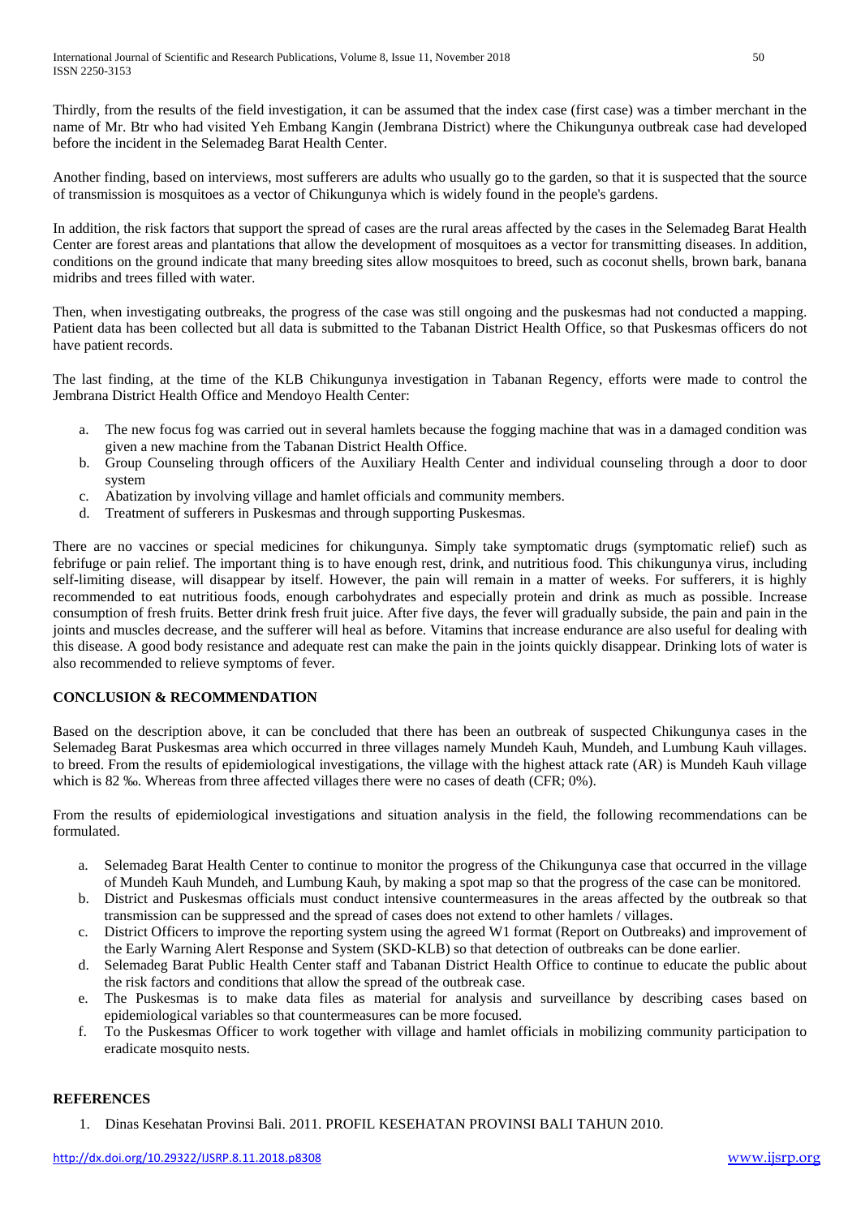Thirdly, from the results of the field investigation, it can be assumed that the index case (first case) was a timber merchant in the name of Mr. Btr who had visited Yeh Embang Kangin (Jembrana District) where the Chikungunya outbreak case had developed before the incident in the Selemadeg Barat Health Center.

Another finding, based on interviews, most sufferers are adults who usually go to the garden, so that it is suspected that the source of transmission is mosquitoes as a vector of Chikungunya which is widely found in the people's gardens.

In addition, the risk factors that support the spread of cases are the rural areas affected by the cases in the Selemadeg Barat Health Center are forest areas and plantations that allow the development of mosquitoes as a vector for transmitting diseases. In addition, conditions on the ground indicate that many breeding sites allow mosquitoes to breed, such as coconut shells, brown bark, banana midribs and trees filled with water.

Then, when investigating outbreaks, the progress of the case was still ongoing and the puskesmas had not conducted a mapping. Patient data has been collected but all data is submitted to the Tabanan District Health Office, so that Puskesmas officers do not have patient records.

The last finding, at the time of the KLB Chikungunya investigation in Tabanan Regency, efforts were made to control the Jembrana District Health Office and Mendoyo Health Center:

a. The new focus fog was carried out in several hamlets because the fogging machine that was in a damaged condition was given a new machine from the Tabanan District Health Office.
b. Group Counseling through officers of the Auxiliary Health Center and individual counseling through a door to door system
c. Abatization by involving village and hamlet officials and community members.
d. Treatment of sufferers in Puskesmas and through supporting Puskesmas.

There are no vaccines or special medicines for chikungunya. Simply take symptomatic drugs (symptomatic relief) such as febrifuge or pain relief. The important thing is to have enough rest, drink, and nutritious food. This chikungunya virus, including self-limiting disease, will disappear by itself. However, the pain will remain in a matter of weeks. For sufferers, it is highly recommended to eat nutritious foods, enough carbohydrates and especially protein and drink as much as possible. Increase consumption of fresh fruits. Better drink fresh fruit juice. After five days, the fever will gradually subside, the pain and pain in the joints and muscles decrease, and the sufferer will heal as before. Vitamins that increase endurance are also useful for dealing with this disease. A good body resistance and adequate rest can make the pain in the joints quickly disappear. Drinking lots of water is also recommended to relieve symptoms of fever.

## CONCLUSION & RECOMMENDATION

Based on the description above, it can be concluded that there has been an outbreak of suspected Chikungunya cases in the Selemadeg Barat Puskesmas area which occurred in three villages namely Mundeh Kauh, Mundeh, and Lumbung Kauh villages. to breed. From the results of epidemiological investigations, the village with the highest attack rate (AR) is Mundeh Kauh village which is 82 ‰. Whereas from three affected villages there were no cases of death (CFR; 0%).

From the results of epidemiological investigations and situation analysis in the field, the following recommendations can be formulated.

a. Selemadeg Barat Health Center to continue to monitor the progress of the Chikungunya case that occurred in the village of Mundeh Kauh Mundeh, and Lumbung Kauh, by making a spot map so that the progress of the case can be monitored.
b. District and Puskesmas officials must conduct intensive countermeasures in the areas affected by the outbreak so that transmission can be suppressed and the spread of cases does not extend to other hamlets / villages.
c. District Officers to improve the reporting system using the agreed W1 format (Report on Outbreaks) and improvement of the Early Warning Alert Response and System (SKD-KLB) so that detection of outbreaks can be done earlier.
d. Selemadeg Barat Public Health Center staff and Tabanan District Health Office to continue to educate the public about the risk factors and conditions that allow the spread of the outbreak case.
e. The Puskesmas is to make data files as material for analysis and surveillance by describing cases based on epidemiological variables so that countermeasures can be more focused.
f. To the Puskesmas Officer to work together with village and hamlet officials in mobilizing community participation to eradicate mosquito nests.

## REFERENCES

1. Dinas Kesehatan Provinsi Bali. 2011. PROFIL KESEHATAN PROVINSI BALI TAHUN 2010.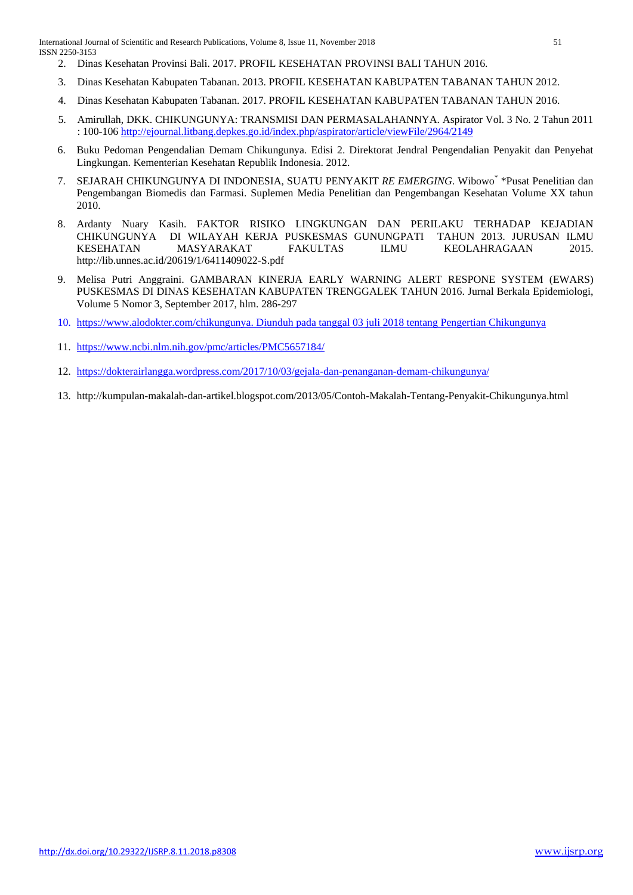2. Dinas Kesehatan Provinsi Bali. 2017. PROFIL KESEHATAN PROVINSI BALI TAHUN 2016.
3. Dinas Kesehatan Kabupaten Tabanan. 2013. PROFIL KESEHATAN KABUPATEN TABANAN TAHUN 2012.
4. Dinas Kesehatan Kabupaten Tabanan. 2017. PROFIL KESEHATAN KABUPATEN TABANAN TAHUN 2016.
5. Amirullah, DKK. CHIKUNGUNYA: TRANSMISI DAN PERMASALAHANNYA. Aspirator Vol. 3 No. 2 Tahun 2011 : 100-106 http://ejournal.litbang.depkes.go.id/index.php/aspirator/article/viewFile/2964/2149
6. Buku Pedoman Pengendalian Demam Chikungunya. Edisi 2. Direktorat Jendral Pengendalian Penyakit dan Penyehat Lingkungan. Kementerian Kesehatan Republik Indonesia. 2012.
7. SEJARAH CHIKUNGUNYA DI INDONESIA, SUATU PENYAKIT *RE EMERGING*. Wibowo* *Pusat Penelitian dan Pengembangan Biomedis dan Farmasi. Suplemen Media Penelitian dan Pengembangan Kesehatan Volume XX tahun 2010.
8. Ardanty Nuary Kasih. FAKTOR RISIKO LINGKUNGAN DAN PERILAKU TERHADAP KEJADIAN CHIKUNGUNYA DI WILAYAH KERJA PUSKESMAS GUNUNGPATI TAHUN 2013. JURUSAN ILMU KESEHATAN MASYARAKAT FAKULTAS ILMU KEOLAHRAGAAN 2015. http://lib.unnes.ac.id/20619/1/6411409022-S.pdf
9. Melisa Putri Anggraini. GAMBARAN KINERJA EARLY WARNING ALERT RESPONE SYSTEM (EWARS) PUSKESMAS DI DINAS KESEHATAN KABUPATEN TRENGGALEK TAHUN 2016. Jurnal Berkala Epidemiologi, Volume 5 Nomor 3, September 2017, hlm. 286-297
10. https://www.alodokter.com/chikungunya. Diunduh pada tanggal 03 juli 2018 tentang Pengertian Chikungunya
11. https://www.ncbi.nlm.nih.gov/pmc/articles/PMC5657184/
12. https://dokterairlangga.wordpress.com/2017/10/03/gejala-dan-penanganan-demam-chikungunya/
13. http://kumpulan-makalah-dan-artikel.blogspot.com/2013/05/Contoh-Makalah-Tentang-Penyakit-Chikungunya.html